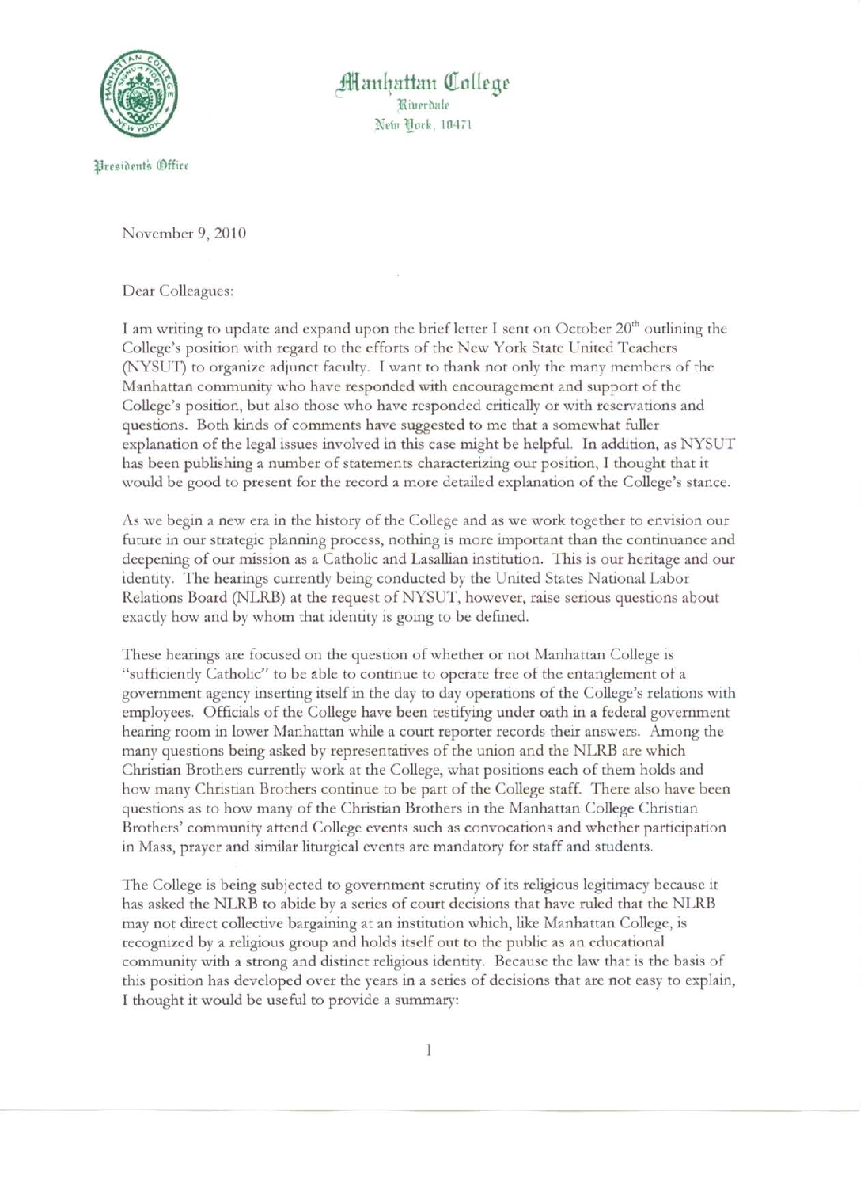Manhattan College
Riverdale
New York, 10471

President's Office

November 9, 2010

Dear Colleagues:

I am writing to update and expand upon the brief letter I sent on October 20th outlining the College's position with regard to the efforts of the New York State United Teachers (NYSUT) to organize adjunct faculty. I want to thank not only the many members of the Manhattan community who have responded with encouragement and support of the College's position, but also those who have responded critically or with reservations and questions. Both kinds of comments have suggested to me that a somewhat fuller explanation of the legal issues involved in this case might be helpful. In addition, as NYSUT has been publishing a number of statements characterizing our position, I thought that it would be good to present for the record a more detailed explanation of the College's stance.

As we begin a new era in the history of the College and as we work together to envision our future in our strategic planning process, nothing is more important than the continuance and deepening of our mission as a Catholic and Lasallian institution. This is our heritage and our identity. The hearings currently being conducted by the United States National Labor Relations Board (NLRB) at the request of NYSUT, however, raise serious questions about exactly how and by whom that identity is going to be defined.

These hearings are focused on the question of whether or not Manhattan College is "sufficiently Catholic" to be able to continue to operate free of the entanglement of a government agency inserting itself in the day to day operations of the College's relations with employees. Officials of the College have been testifying under oath in a federal government hearing room in lower Manhattan while a court reporter records their answers. Among the many questions being asked by representatives of the union and the NLRB are which Christian Brothers currently work at the College, what positions each of them holds and how many Christian Brothers continue to be part of the College staff. There also have been questions as to how many of the Christian Brothers in the Manhattan College Christian Brothers' community attend College events such as convocations and whether participation in Mass, prayer and similar liturgical events are mandatory for staff and students.

The College is being subjected to government scrutiny of its religious legitimacy because it has asked the NLRB to abide by a series of court decisions that have ruled that the NLRB may not direct collective bargaining at an institution which, like Manhattan College, is recognized by a religious group and holds itself out to the public as an educational community with a strong and distinct religious identity. Because the law that is the basis of this position has developed over the years in a series of decisions that are not easy to explain, I thought it would be useful to provide a summary: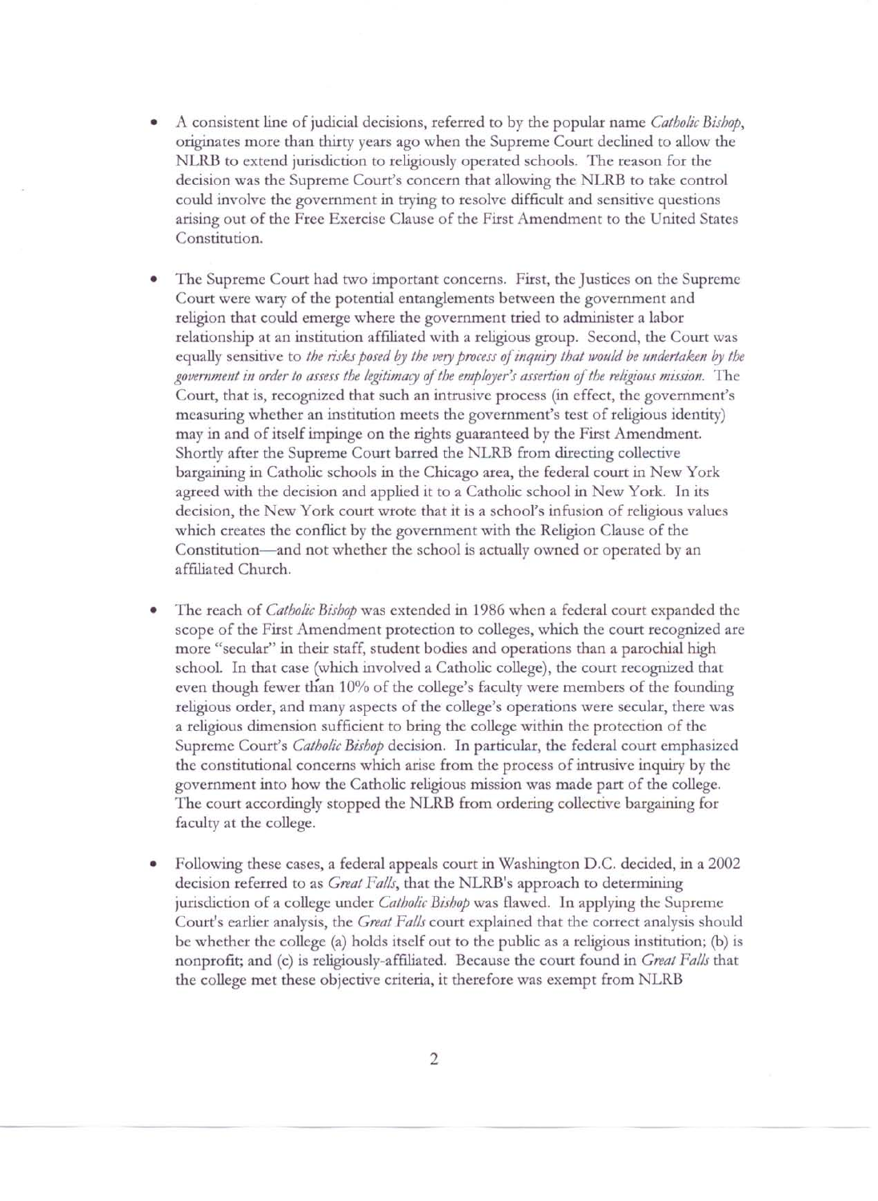- A consistent line of judicial decisions, referred to by the popular name *Catholic Bishop*, originates more than thirty years ago when the Supreme Court declined to allow the NLRB to extend jurisdiction to religiously operated schools. The reason for the decision was the Supreme Court's concern that allowing the NLRB to take control could involve the government in trying to resolve difficult and sensitive questions arising out of the Free Exercise Clause of the First Amendment to the United States Constitution.

- The Supreme Court had two important concerns. First, the Justices on the Supreme Court were wary of the potential entanglements between the government and religion that could emerge where the government tried to administer a labor relationship at an institution affiliated with a religious group. Second, the Court was equally sensitive to *the risks posed by the very process of inquiry that would be undertaken by the government in order to assess the legitimacy of the employer's assertion of the religious mission.* The Court, that is, recognized that such an intrusive process (in effect, the government's measuring whether an institution meets the government's test of religious identity) may in and of itself impinge on the rights guaranteed by the First Amendment. Shortly after the Supreme Court barred the NLRB from directing collective bargaining in Catholic schools in the Chicago area, the federal court in New York agreed with the decision and applied it to a Catholic school in New York. In its decision, the New York court wrote that it is a school's infusion of religious values which creates the conflict by the government with the Religion Clause of the Constitution—and not whether the school is actually owned or operated by an affiliated Church.

- The reach of *Catholic Bishop* was extended in 1986 when a federal court expanded the scope of the First Amendment protection to colleges, which the court recognized are more "secular" in their staff, student bodies and operations than a parochial high school. In that case (which involved a Catholic college), the court recognized that even though fewer than 10% of the college's faculty were members of the founding religious order, and many aspects of the college's operations were secular, there was a religious dimension sufficient to bring the college within the protection of the Supreme Court's *Catholic Bishop* decision. In particular, the federal court emphasized the constitutional concerns which arise from the process of intrusive inquiry by the government into how the Catholic religious mission was made part of the college. The court accordingly stopped the NLRB from ordering collective bargaining for faculty at the college.

- Following these cases, a federal appeals court in Washington D.C. decided, in a 2002 decision referred to as *Great Falls*, that the NLRB's approach to determining jurisdiction of a college under *Catholic Bishop* was flawed. In applying the Supreme Court's earlier analysis, the *Great Falls* court explained that the correct analysis should be whether the college (a) holds itself out to the public as a religious institution; (b) is nonprofit; and (c) is religiously-affiliated. Because the court found in *Great Falls* that the college met these objective criteria, it therefore was exempt from NLRB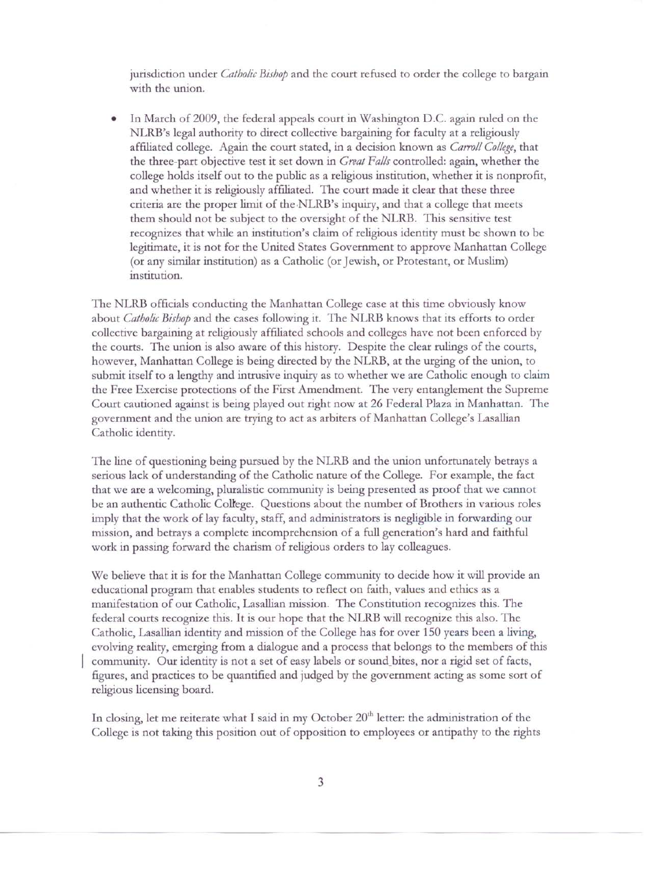jurisdiction under *Catholic Bishop* and the court refused to order the college to bargain with the union.

- In March of 2009, the federal appeals court in Washington D.C. again ruled on the NLRB's legal authority to direct collective bargaining for faculty at a religiously affiliated college. Again the court stated, in a decision known as *Carroll College*, that the three-part objective test it set down in *Great Falls* controlled: again, whether the college holds itself out to the public as a religious institution, whether it is nonprofit, and whether it is religiously affiliated. The court made it clear that these three criteria are the proper limit of the NLRB's inquiry, and that a college that meets them should not be subject to the oversight of the NLRB. This sensitive test recognizes that while an institution's claim of religious identity must be shown to be legitimate, it is not for the United States Government to approve Manhattan College (or any similar institution) as a Catholic (or Jewish, or Protestant, or Muslim) institution.

The NLRB officials conducting the Manhattan College case at this time obviously know about *Catholic Bishop* and the cases following it. The NLRB knows that its efforts to order collective bargaining at religiously affiliated schools and colleges have not been enforced by the courts. The union is also aware of this history. Despite the clear rulings of the courts, however, Manhattan College is being directed by the NLRB, at the urging of the union, to submit itself to a lengthy and intrusive inquiry as to whether we are Catholic enough to claim the Free Exercise protections of the First Amendment. The very entanglement the Supreme Court cautioned against is being played out right now at 26 Federal Plaza in Manhattan. The government and the union are trying to act as arbiters of Manhattan College's Lasallian Catholic identity.

The line of questioning being pursued by the NLRB and the union unfortunately betrays a serious lack of understanding of the Catholic nature of the College. For example, the fact that we are a welcoming, pluralistic community is being presented as proof that we cannot be an authentic Catholic College. Questions about the number of Brothers in various roles imply that the work of lay faculty, staff, and administrators is negligible in forwarding our mission, and betrays a complete incomprehension of a full generation's hard and faithful work in passing forward the charism of religious orders to lay colleagues.

We believe that it is for the Manhattan College community to decide how it will provide an educational program that enables students to reflect on faith, values and ethics as a manifestation of our Catholic, Lasallian mission. The Constitution recognizes this. The federal courts recognize this. It is our hope that the NLRB will recognize this also. The Catholic, Lasallian identity and mission of the College has for over 150 years been a living, evolving reality, emerging from a dialogue and a process that belongs to the members of this community. Our identity is not a set of easy labels or sound bites, nor a rigid set of facts, figures, and practices to be quantified and judged by the government acting as some sort of religious licensing board.

In closing, let me reiterate what I said in my October 20th letter: the administration of the College is not taking this position out of opposition to employees or antipathy to the rights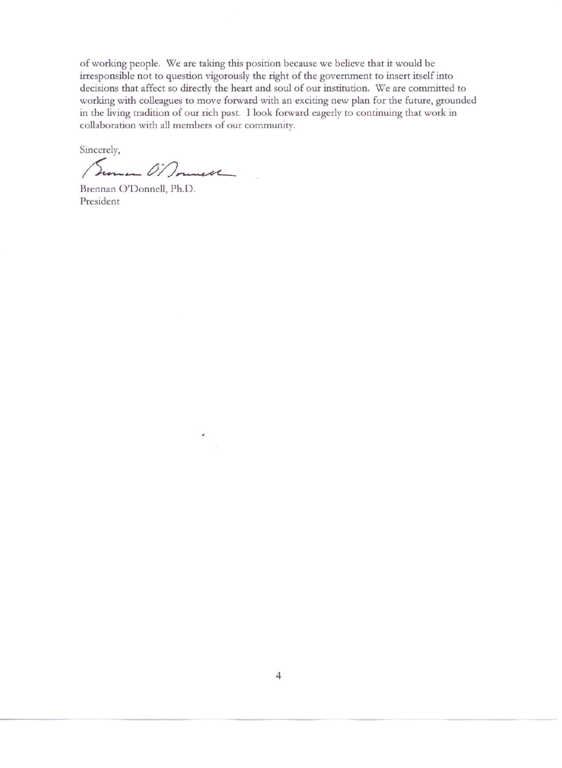of working people. We are taking this position because we believe that it would be irresponsible not to question vigorously the right of the government to insert itself into decisions that affect so directly the heart and soul of our institution. We are committed to working with colleagues to move forward with an exciting new plan for the future, grounded in the living tradition of our rich past. I look forward eagerly to continuing that work in collaboration with all members of our community.

Sincerely,

Brennan O'Donnell, Ph.D.
President